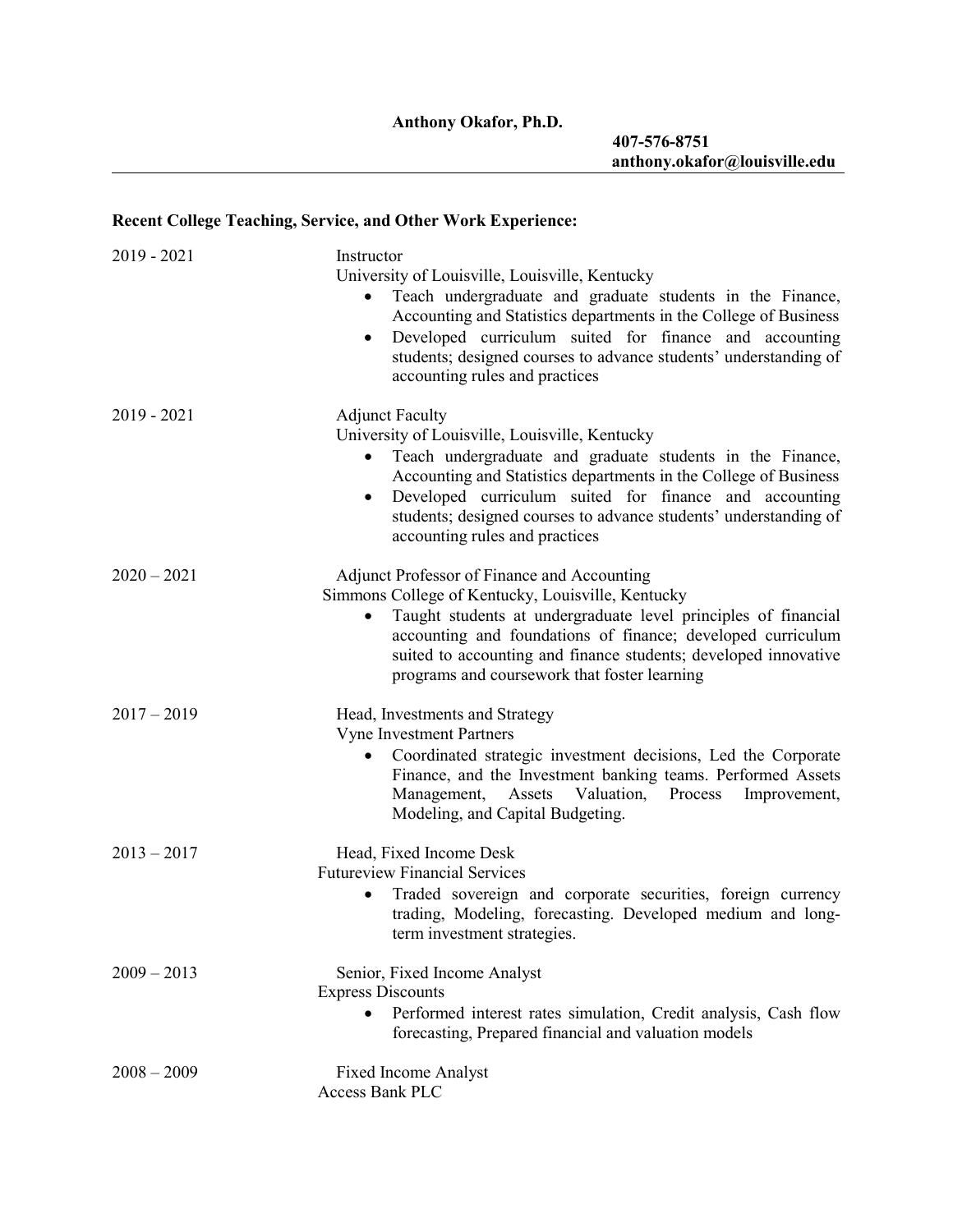**Anthony Okafor, Ph.D.**

**407-576-8751**
**anthony.okafor@louisville.edu**

---

## Recent College Teaching, Service, and Other Work Experience:

**2019 - 2021**

Instructor
University of Louisville, Louisville, Kentucky

- Teach undergraduate and graduate students in the Finance, Accounting and Statistics departments in the College of Business
- Developed curriculum suited for finance and accounting students; designed courses to advance students' understanding of accounting rules and practices

**2019 - 2021**

Adjunct Faculty
University of Louisville, Louisville, Kentucky

- Teach undergraduate and graduate students in the Finance, Accounting and Statistics departments in the College of Business
- Developed curriculum suited for finance and accounting students; designed courses to advance students' understanding of accounting rules and practices

**2020 – 2021**

Adjunct Professor of Finance and Accounting
Simmons College of Kentucky, Louisville, Kentucky

- Taught students at undergraduate level principles of financial accounting and foundations of finance; developed curriculum suited to accounting and finance students; developed innovative programs and coursework that foster learning

**2017 – 2019**

Head, Investments and Strategy
Vyne Investment Partners

- Coordinated strategic investment decisions, Led the Corporate Finance, and the Investment banking teams. Performed Assets Management, Assets Valuation, Process Improvement, Modeling, and Capital Budgeting.

**2013 – 2017**

Head, Fixed Income Desk
Futureview Financial Services

- Traded sovereign and corporate securities, foreign currency trading, Modeling, forecasting. Developed medium and long-term investment strategies.

**2009 – 2013**

Senior, Fixed Income Analyst
Express Discounts

- Performed interest rates simulation, Credit analysis, Cash flow forecasting, Prepared financial and valuation models

**2008 – 2009**

Fixed Income Analyst
Access Bank PLC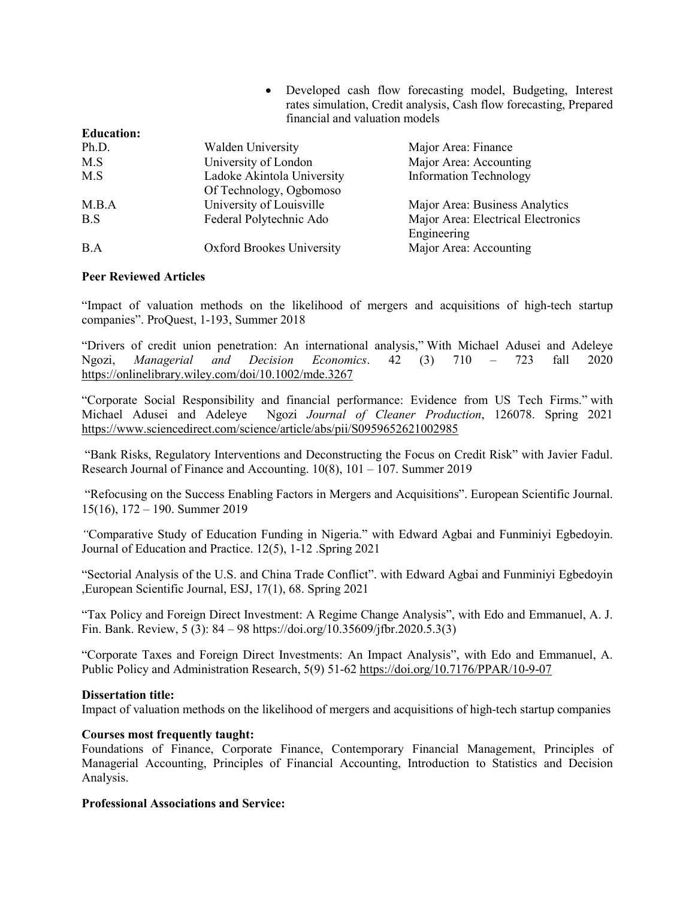- Developed cash flow forecasting model, Budgeting, Interest rates simulation, Credit analysis, Cash flow forecasting, Prepared financial and valuation models

**Education:**

| | | |
|---|---|---|
| Ph.D. | Walden University | Major Area: Finance |
| M.S | University of London | Major Area: Accounting |
| M.S | Ladoke Akintola University Of Technology, Ogbomoso | Information Technology |
| M.B.A | University of Louisville | Major Area: Business Analytics |
| B.S | Federal Polytechnic Ado | Major Area: Electrical Electronics Engineering |
| B.A | Oxford Brookes University | Major Area: Accounting |

**Peer Reviewed Articles**

"Impact of valuation methods on the likelihood of mergers and acquisitions of high-tech startup companies". ProQuest, 1-193, Summer 2018

"Drivers of credit union penetration: An international analysis," With Michael Adusei and Adeleye Ngozi, *Managerial and Decision Economics*. 42 (3) 710 – 723 fall 2020 https://onlinelibrary.wiley.com/doi/10.1002/mde.3267

"Corporate Social Responsibility and financial performance: Evidence from US Tech Firms." with Michael Adusei and Adeleye Ngozi *Journal of Cleaner Production*, 126078. Spring 2021 https://www.sciencedirect.com/science/article/abs/pii/S0959652621002985

"Bank Risks, Regulatory Interventions and Deconstructing the Focus on Credit Risk" with Javier Fadul. Research Journal of Finance and Accounting. 10(8), 101 – 107. Summer 2019

"Refocusing on the Success Enabling Factors in Mergers and Acquisitions". European Scientific Journal. 15(16), 172 – 190. Summer 2019

"Comparative Study of Education Funding in Nigeria." with Edward Agbai and Funminiyi Egbedoyin. Journal of Education and Practice. 12(5), 1-12 .Spring 2021

"Sectorial Analysis of the U.S. and China Trade Conflict". with Edward Agbai and Funminiyi Egbedoyin ,European Scientific Journal, ESJ, 17(1), 68. Spring 2021

"Tax Policy and Foreign Direct Investment: A Regime Change Analysis", with Edo and Emmanuel, A. J. Fin. Bank. Review, 5 (3): 84 – 98 https://doi.org/10.35609/jfbr.2020.5.3(3)

"Corporate Taxes and Foreign Direct Investments: An Impact Analysis", with Edo and Emmanuel, A. Public Policy and Administration Research, 5(9) 51-62 https://doi.org/10.7176/PPAR/10-9-07

**Dissertation title:**

Impact of valuation methods on the likelihood of mergers and acquisitions of high-tech startup companies

**Courses most frequently taught:**

Foundations of Finance, Corporate Finance, Contemporary Financial Management, Principles of Managerial Accounting, Principles of Financial Accounting, Introduction to Statistics and Decision Analysis.

**Professional Associations and Service:**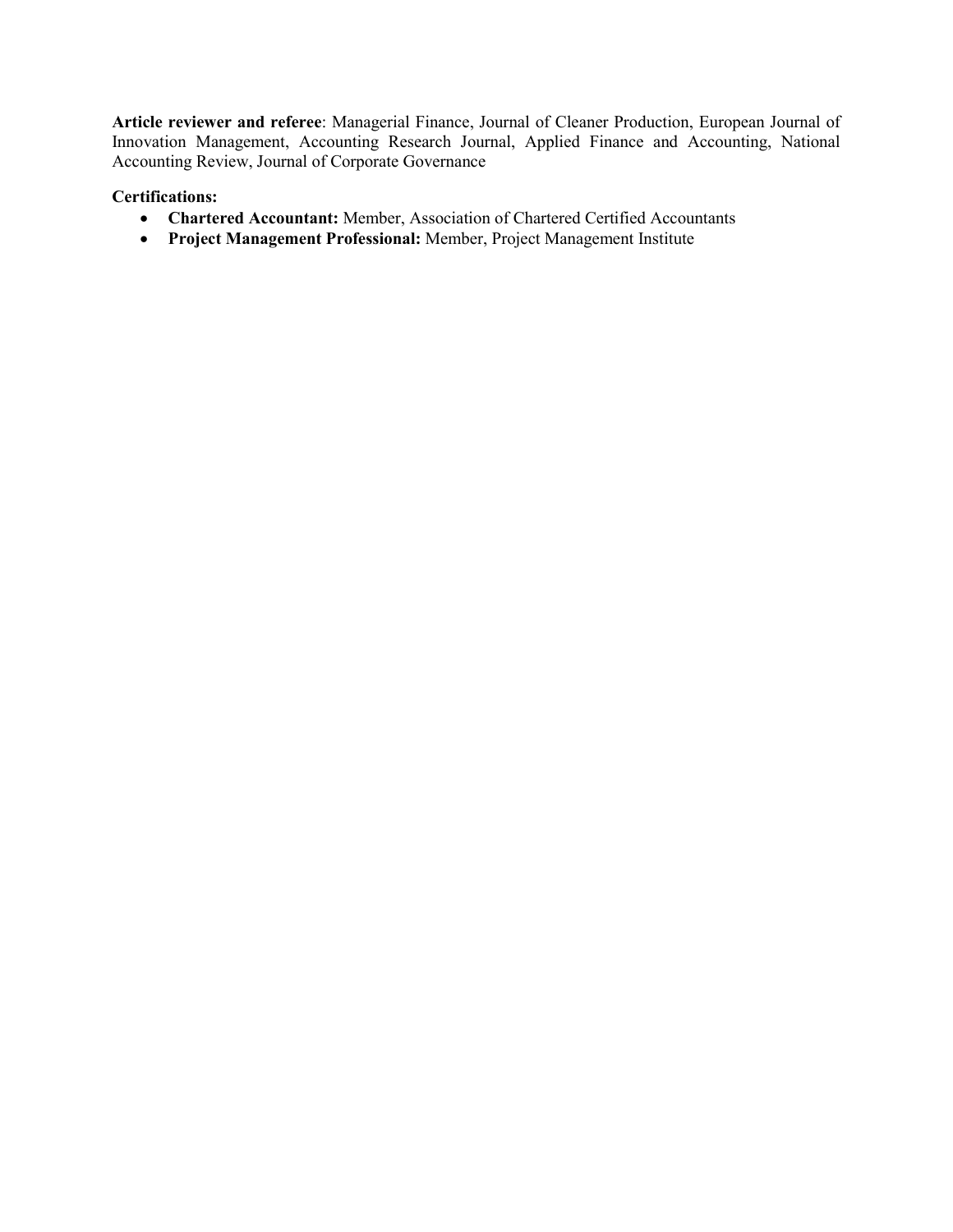**Article reviewer and referee**: Managerial Finance, Journal of Cleaner Production, European Journal of Innovation Management, Accounting Research Journal, Applied Finance and Accounting, National Accounting Review, Journal of Corporate Governance

**Certifications:**

- **Chartered Accountant:** Member, Association of Chartered Certified Accountants
- **Project Management Professional:** Member, Project Management Institute